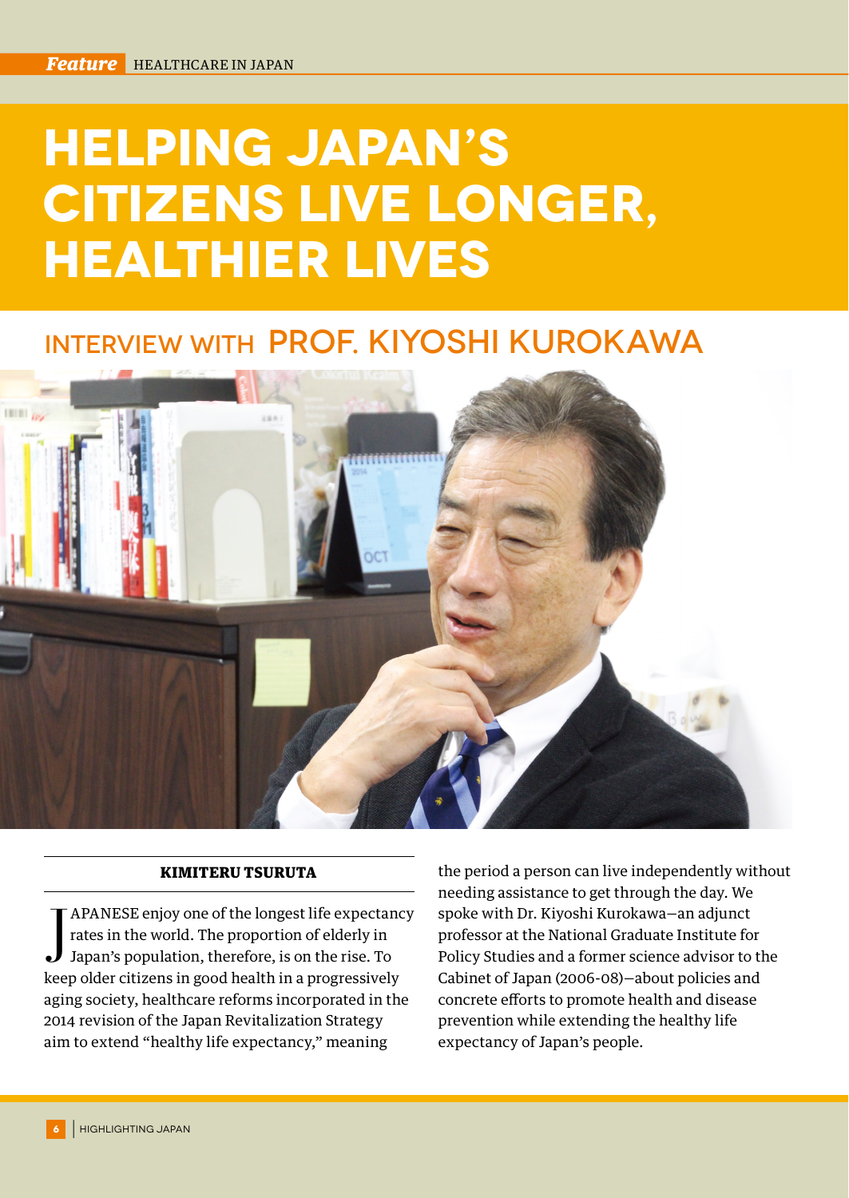# HELPING JAPAN'S CITIZENS LIVE LONGER, HEALTHIER LIVES

## INTERVIEW WITH PROF. KIYOSHI KUROKAWA

**KIMITERU TSURUTA**

JAPANESE enjoy one of the longest life expectancy rates in the world. The proportion of elderly in Japan's population, therefore, is on the rise. To keep older citizens in good health in a progressively aging society, healthcare reforms incorporated in the 2014 revision of the Japan Revitalization Strategy aim to extend "healthy life expectancy," meaning the period a person can live independently without needing assistance to get through the day. We spoke with Dr. Kiyoshi Kurokawa—an adjunct professor at the National Graduate Institute for Policy Studies and a former science advisor to the Cabinet of Japan (2006-08)—about policies and concrete efforts to promote health and disease prevention while extending the healthy life expectancy of Japan's people.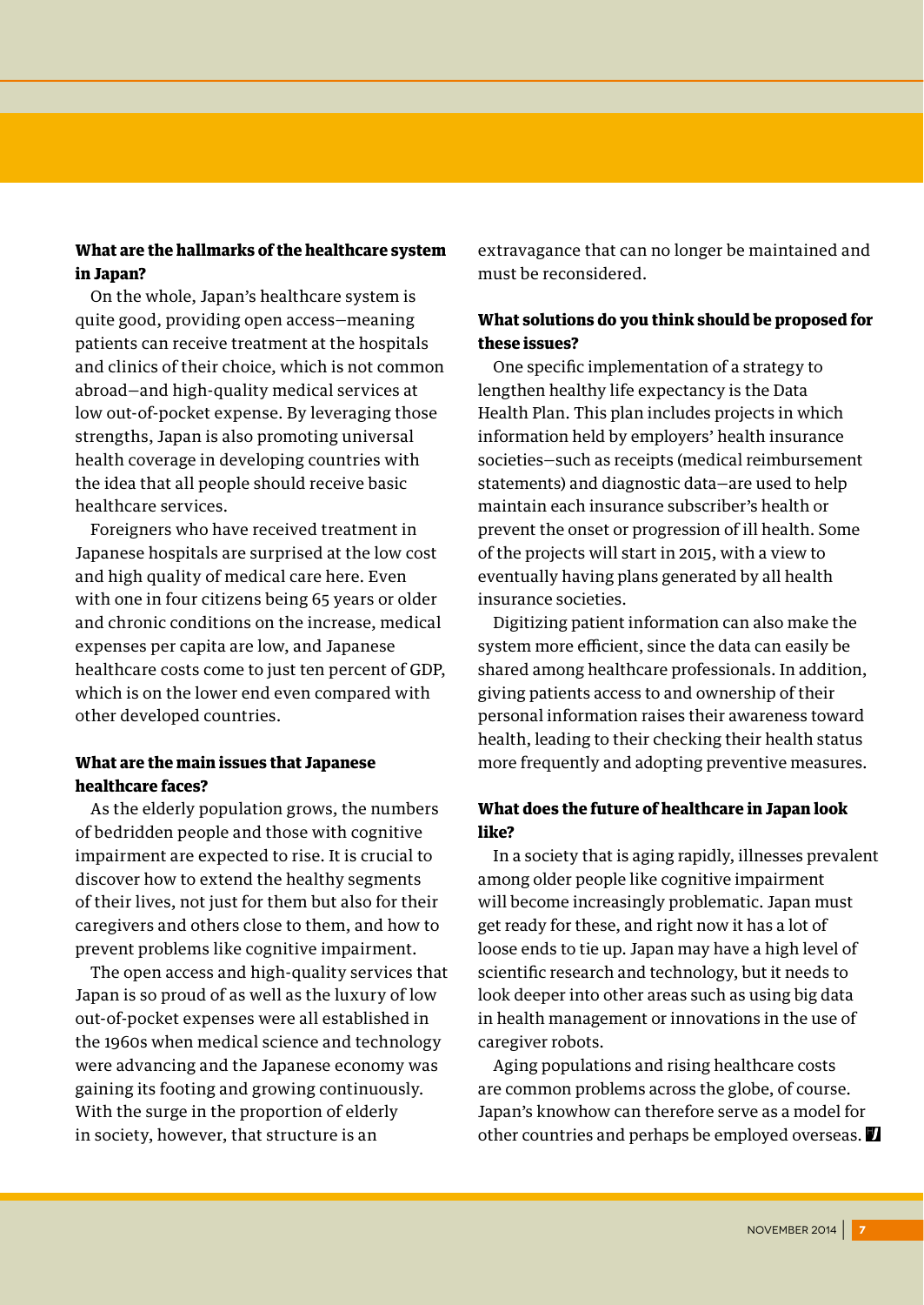**What are the hallmarks of the healthcare system in Japan?**

On the whole, Japan's healthcare system is quite good, providing open access—meaning patients can receive treatment at the hospitals and clinics of their choice, which is not common abroad—and high-quality medical services at low out-of-pocket expense. By leveraging those strengths, Japan is also promoting universal health coverage in developing countries with the idea that all people should receive basic healthcare services.

Foreigners who have received treatment in Japanese hospitals are surprised at the low cost and high quality of medical care here. Even with one in four citizens being 65 years or older and chronic conditions on the increase, medical expenses per capita are low, and Japanese healthcare costs come to just ten percent of GDP, which is on the lower end even compared with other developed countries.

**What are the main issues that Japanese healthcare faces?**

As the elderly population grows, the numbers of bedridden people and those with cognitive impairment are expected to rise. It is crucial to discover how to extend the healthy segments of their lives, not just for them but also for their caregivers and others close to them, and how to prevent problems like cognitive impairment.

The open access and high-quality services that Japan is so proud of as well as the luxury of low out-of-pocket expenses were all established in the 1960s when medical science and technology were advancing and the Japanese economy was gaining its footing and growing continuously. With the surge in the proportion of elderly in society, however, that structure is an extravagance that can no longer be maintained and must be reconsidered.

**What solutions do you think should be proposed for these issues?**

One specific implementation of a strategy to lengthen healthy life expectancy is the Data Health Plan. This plan includes projects in which information held by employers' health insurance societies—such as receipts (medical reimbursement statements) and diagnostic data—are used to help maintain each insurance subscriber's health or prevent the onset or progression of ill health. Some of the projects will start in 2015, with a view to eventually having plans generated by all health insurance societies.

Digitizing patient information can also make the system more efficient, since the data can easily be shared among healthcare professionals. In addition, giving patients access to and ownership of their personal information raises their awareness toward health, leading to their checking their health status more frequently and adopting preventive measures.

**What does the future of healthcare in Japan look like?**

In a society that is aging rapidly, illnesses prevalent among older people like cognitive impairment will become increasingly problematic. Japan must get ready for these, and right now it has a lot of loose ends to tie up. Japan may have a high level of scientific research and technology, but it needs to look deeper into other areas such as using big data in health management or innovations in the use of caregiver robots.

Aging populations and rising healthcare costs are common problems across the globe, of course. Japan's knowhow can therefore serve as a model for other countries and perhaps be employed overseas.